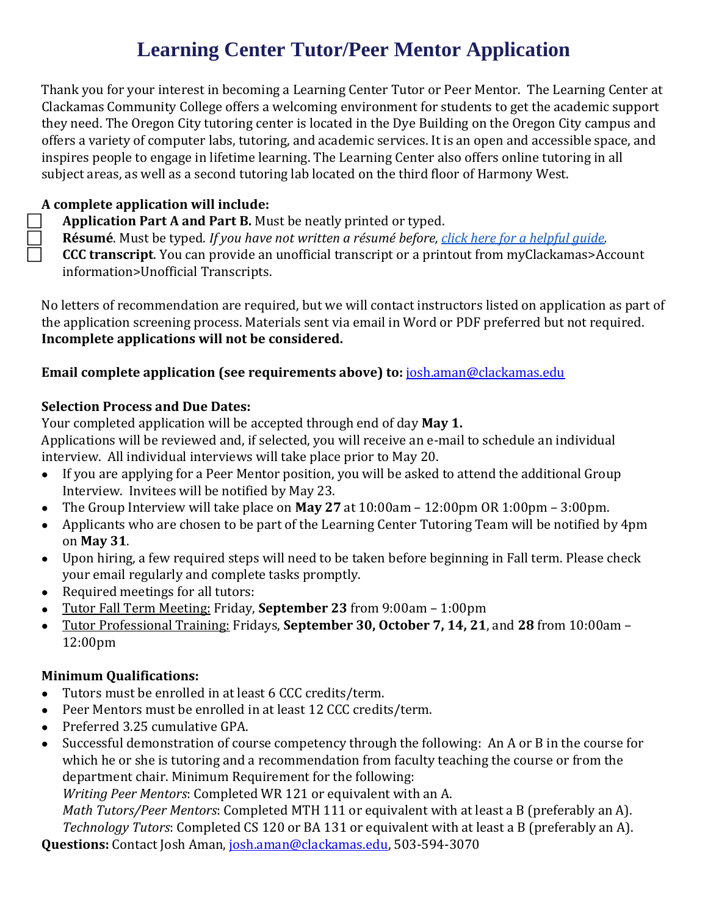# Learning Center Tutor/Peer Mentor Application

Thank you for your interest in becoming a Learning Center Tutor or Peer Mentor. The Learning Center at Clackamas Community College offers a welcoming environment for students to get the academic support they need. The Oregon City tutoring center is located in the Dye Building on the Oregon City campus and offers a variety of computer labs, tutoring, and academic services. It is an open and accessible space, and inspires people to engage in lifetime learning. The Learning Center also offers online tutoring in all subject areas, as well as a second tutoring lab located on the third floor of Harmony West.

**A complete application will include:**

- ☐ **Application Part A and Part B.** Must be neatly printed or typed.
- ☐ **Résumé**. Must be typed. *If you have not written a résumé before, [click here for a helpful guide](#).*
- ☐ **CCC transcript**. You can provide an unofficial transcript or a printout from myClackamas>Account information>Unofficial Transcripts.

No letters of recommendation are required, but we will contact instructors listed on application as part of the application screening process. Materials sent via email in Word or PDF preferred but not required. **Incomplete applications will not be considered.**

**Email complete application (see requirements above) to:** josh.aman@clackamas.edu

**Selection Process and Due Dates:**

Your completed application will be accepted through end of day **May 1.**

Applications will be reviewed and, if selected, you will receive an e-mail to schedule an individual interview. All individual interviews will take place prior to May 20.

- If you are applying for a Peer Mentor position, you will be asked to attend the additional Group Interview. Invitees will be notified by May 23.
- The Group Interview will take place on **May 27** at 10:00am – 12:00pm OR 1:00pm – 3:00pm.
- Applicants who are chosen to be part of the Learning Center Tutoring Team will be notified by 4pm on **May 31**.
- Upon hiring, a few required steps will need to be taken before beginning in Fall term. Please check your email regularly and complete tasks promptly.
- Required meetings for all tutors:
- <u>Tutor Fall Term Meeting:</u> Friday, **September 23** from 9:00am – 1:00pm
- <u>Tutor Professional Training:</u> Fridays, **September 30, October 7, 14, 21**, and **28** from 10:00am – 12:00pm

**Minimum Qualifications:**

- Tutors must be enrolled in at least 6 CCC credits/term.
- Peer Mentors must be enrolled in at least 12 CCC credits/term.
- Preferred 3.25 cumulative GPA.
- Successful demonstration of course competency through the following: An A or B in the course for which he or she is tutoring and a recommendation from faculty teaching the course or from the department chair. Minimum Requirement for the following:
  *Writing Peer Mentors*: Completed WR 121 or equivalent with an A.
  *Math Tutors/Peer Mentors*: Completed MTH 111 or equivalent with at least a B (preferably an A).
  *Technology Tutors*: Completed CS 120 or BA 131 or equivalent with at least a B (preferably an A).

**Questions:** Contact Josh Aman, josh.aman@clackamas.edu, 503-594-3070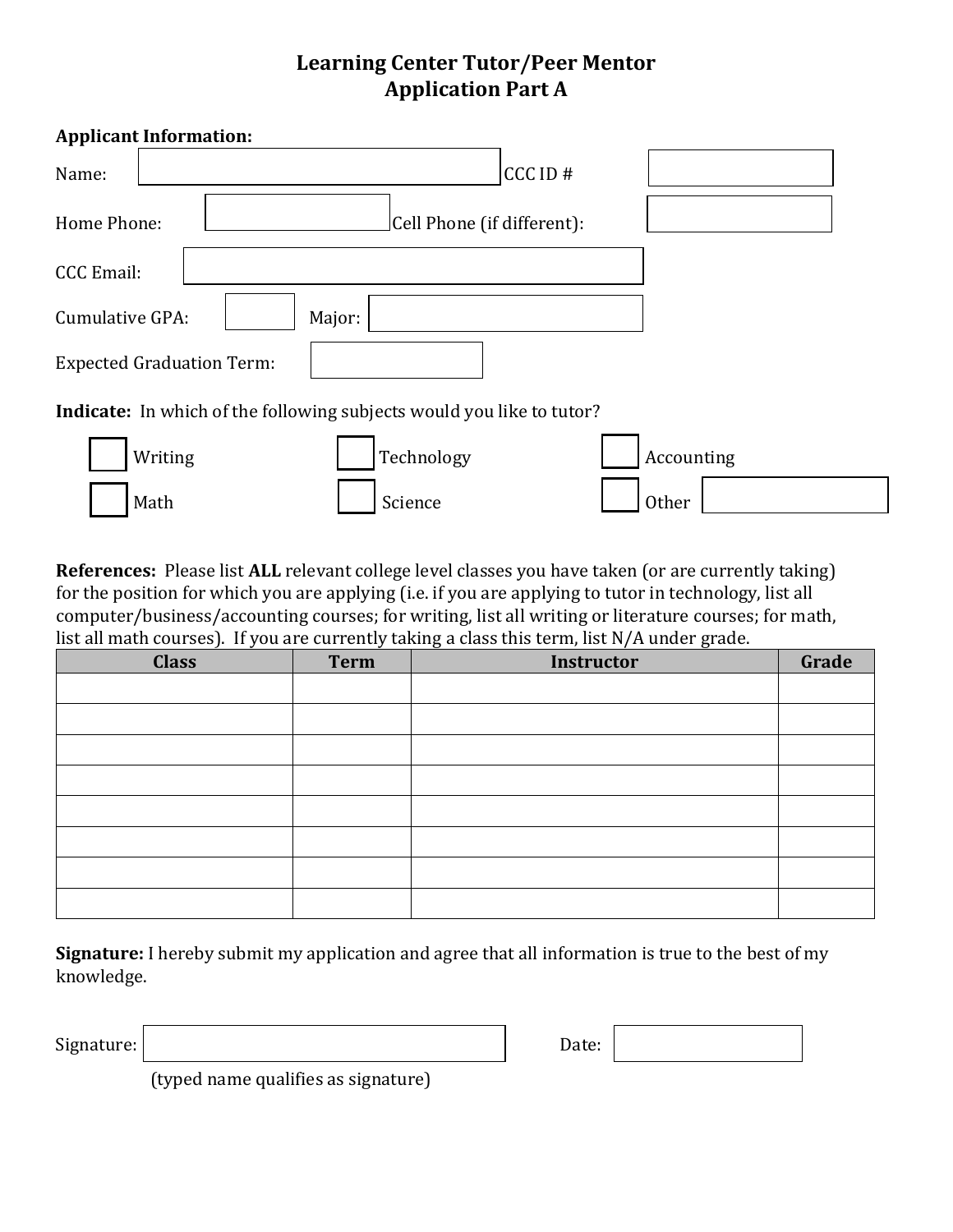# Learning Center Tutor/Peer Mentor
# Application Part A

**Applicant Information:**

Name: ______________________ CCC ID # ______________

Home Phone: ______________ Cell Phone (if different): ______________

CCC Email: ______________________

Cumulative GPA: ______ Major: ______________

Expected Graduation Term: ______________

**Indicate:** In which of the following subjects would you like to tutor?

- [ ] Writing
- [ ] Technology
- [ ] Accounting
- [ ] Math
- [ ] Science
- [ ] Other ______________

**References:** Please list **ALL** relevant college level classes you have taken (or are currently taking) for the position for which you are applying (i.e. if you are applying to tutor in technology, list all computer/business/accounting courses; for writing, list all writing or literature courses; for math, list all math courses). If you are currently taking a class this term, list N/A under grade.

| Class | Term | Instructor | Grade |
|---|---|---|---|
| | | | |
| | | | |
| | | | |
| | | | |
| | | | |
| | | | |
| | | | |
| | | | |

**Signature:** I hereby submit my application and agree that all information is true to the best of my knowledge.

Signature: ______________________ Date: ______________

(typed name qualifies as signature)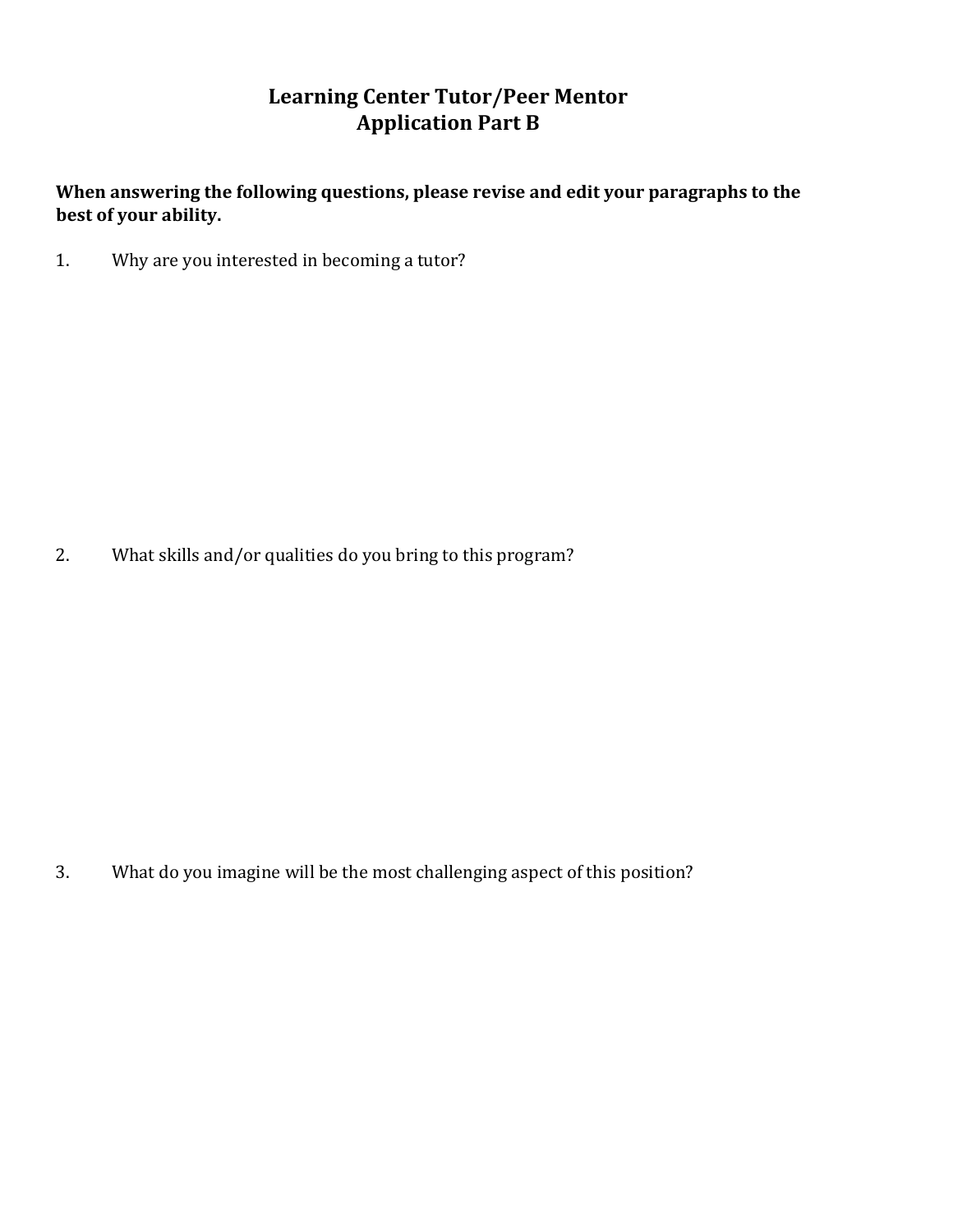# Learning Center Tutor/Peer Mentor
# Application Part B

**When answering the following questions, please revise and edit your paragraphs to the best of your ability.**

1. Why are you interested in becoming a tutor?

2. What skills and/or qualities do you bring to this program?

3. What do you imagine will be the most challenging aspect of this position?